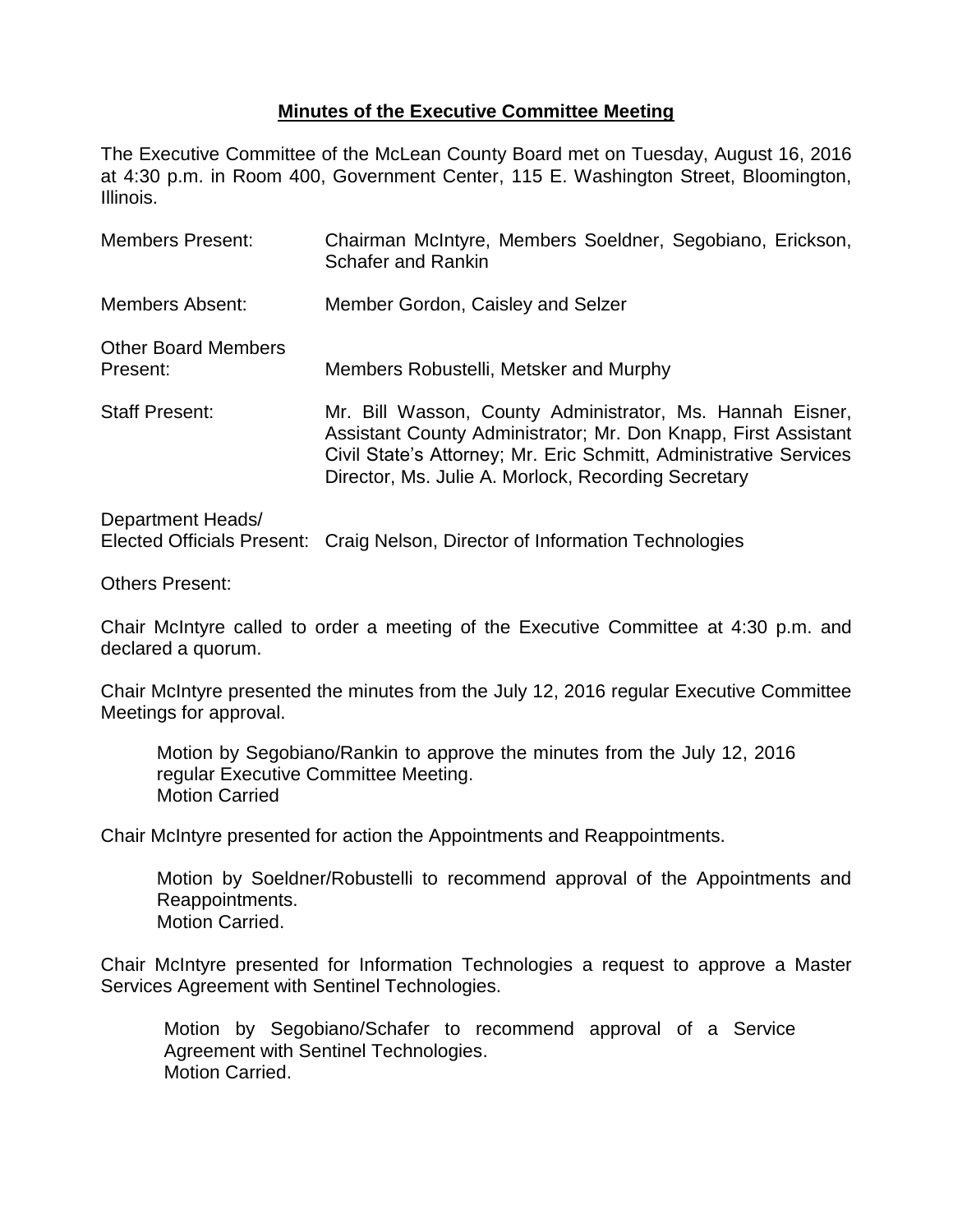# Minutes of the Executive Committee Meeting

The Executive Committee of the McLean County Board met on Tuesday, August 16, 2016 at 4:30 p.m. in Room 400, Government Center, 115 E. Washington Street, Bloomington, Illinois.

| | |
|---|---|
| Members Present: | Chairman McIntyre, Members Soeldner, Segobiano, Erickson, Schafer and Rankin |
| Members Absent: | Member Gordon, Caisley and Selzer |
| Other Board Members Present: | Members Robustelli, Metsker and Murphy |
| Staff Present: | Mr. Bill Wasson, County Administrator, Ms. Hannah Eisner, Assistant County Administrator; Mr. Don Knapp, First Assistant Civil State's Attorney; Mr. Eric Schmitt, Administrative Services Director, Ms. Julie A. Morlock, Recording Secretary |
| Department Heads/ Elected Officials Present: | Craig Nelson, Director of Information Technologies |
| Others Present: | |

Chair McIntyre called to order a meeting of the Executive Committee at 4:30 p.m. and declared a quorum.

Chair McIntyre presented the minutes from the July 12, 2016 regular Executive Committee Meetings for approval.

> Motion by Segobiano/Rankin to approve the minutes from the July 12, 2016 regular Executive Committee Meeting.
> Motion Carried

Chair McIntyre presented for action the Appointments and Reappointments.

> Motion by Soeldner/Robustelli to recommend approval of the Appointments and Reappointments.
> Motion Carried.

Chair McIntyre presented for Information Technologies a request to approve a Master Services Agreement with Sentinel Technologies.

> Motion by Segobiano/Schafer to recommend approval of a Service Agreement with Sentinel Technologies.
> Motion Carried.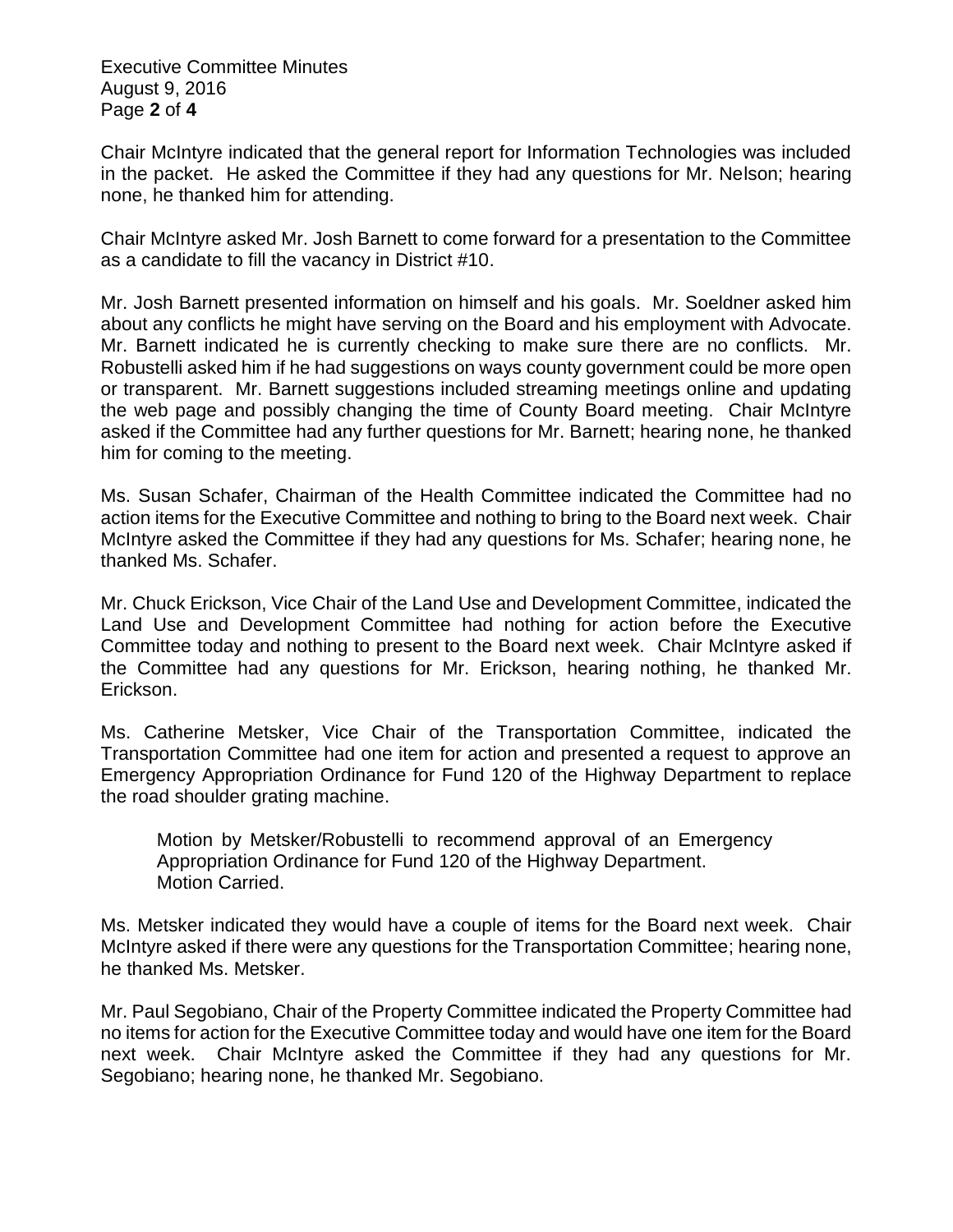Chair McIntyre indicated that the general report for Information Technologies was included in the packet. He asked the Committee if they had any questions for Mr. Nelson; hearing none, he thanked him for attending.

Chair McIntyre asked Mr. Josh Barnett to come forward for a presentation to the Committee as a candidate to fill the vacancy in District #10.

Mr. Josh Barnett presented information on himself and his goals. Mr. Soeldner asked him about any conflicts he might have serving on the Board and his employment with Advocate. Mr. Barnett indicated he is currently checking to make sure there are no conflicts. Mr. Robustelli asked him if he had suggestions on ways county government could be more open or transparent. Mr. Barnett suggestions included streaming meetings online and updating the web page and possibly changing the time of County Board meeting. Chair McIntyre asked if the Committee had any further questions for Mr. Barnett; hearing none, he thanked him for coming to the meeting.

Ms. Susan Schafer, Chairman of the Health Committee indicated the Committee had no action items for the Executive Committee and nothing to bring to the Board next week. Chair McIntyre asked the Committee if they had any questions for Ms. Schafer; hearing none, he thanked Ms. Schafer.

Mr. Chuck Erickson, Vice Chair of the Land Use and Development Committee, indicated the Land Use and Development Committee had nothing for action before the Executive Committee today and nothing to present to the Board next week. Chair McIntyre asked if the Committee had any questions for Mr. Erickson, hearing nothing, he thanked Mr. Erickson.

Ms. Catherine Metsker, Vice Chair of the Transportation Committee, indicated the Transportation Committee had one item for action and presented a request to approve an Emergency Appropriation Ordinance for Fund 120 of the Highway Department to replace the road shoulder grating machine.

> Motion by Metsker/Robustelli to recommend approval of an Emergency Appropriation Ordinance for Fund 120 of the Highway Department.
> Motion Carried.

Ms. Metsker indicated they would have a couple of items for the Board next week. Chair McIntyre asked if there were any questions for the Transportation Committee; hearing none, he thanked Ms. Metsker.

Mr. Paul Segobiano, Chair of the Property Committee indicated the Property Committee had no items for action for the Executive Committee today and would have one item for the Board next week. Chair McIntyre asked the Committee if they had any questions for Mr. Segobiano; hearing none, he thanked Mr. Segobiano.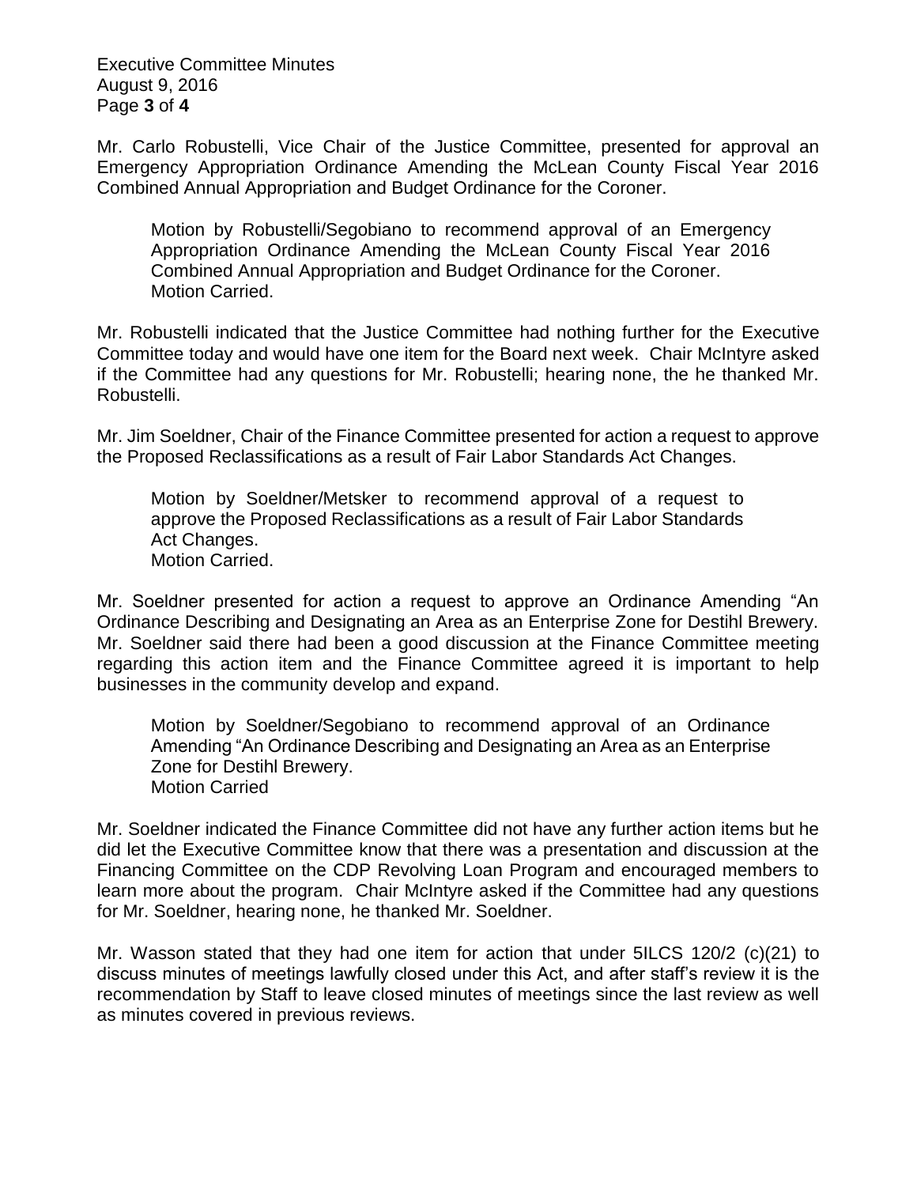Mr. Carlo Robustelli, Vice Chair of the Justice Committee, presented for approval an Emergency Appropriation Ordinance Amending the McLean County Fiscal Year 2016 Combined Annual Appropriation and Budget Ordinance for the Coroner.

> Motion by Robustelli/Segobiano to recommend approval of an Emergency Appropriation Ordinance Amending the McLean County Fiscal Year 2016 Combined Annual Appropriation and Budget Ordinance for the Coroner.
> Motion Carried.

Mr. Robustelli indicated that the Justice Committee had nothing further for the Executive Committee today and would have one item for the Board next week. Chair McIntyre asked if the Committee had any questions for Mr. Robustelli; hearing none, the he thanked Mr. Robustelli.

Mr. Jim Soeldner, Chair of the Finance Committee presented for action a request to approve the Proposed Reclassifications as a result of Fair Labor Standards Act Changes.

> Motion by Soeldner/Metsker to recommend approval of a request to approve the Proposed Reclassifications as a result of Fair Labor Standards Act Changes.
> Motion Carried.

Mr. Soeldner presented for action a request to approve an Ordinance Amending "An Ordinance Describing and Designating an Area as an Enterprise Zone for Destihl Brewery. Mr. Soeldner said there had been a good discussion at the Finance Committee meeting regarding this action item and the Finance Committee agreed it is important to help businesses in the community develop and expand.

> Motion by Soeldner/Segobiano to recommend approval of an Ordinance Amending "An Ordinance Describing and Designating an Area as an Enterprise Zone for Destihl Brewery.
> Motion Carried

Mr. Soeldner indicated the Finance Committee did not have any further action items but he did let the Executive Committee know that there was a presentation and discussion at the Financing Committee on the CDP Revolving Loan Program and encouraged members to learn more about the program. Chair McIntyre asked if the Committee had any questions for Mr. Soeldner, hearing none, he thanked Mr. Soeldner.

Mr. Wasson stated that they had one item for action that under 5ILCS 120/2 (c)(21) to discuss minutes of meetings lawfully closed under this Act, and after staff's review it is the recommendation by Staff to leave closed minutes of meetings since the last review as well as minutes covered in previous reviews.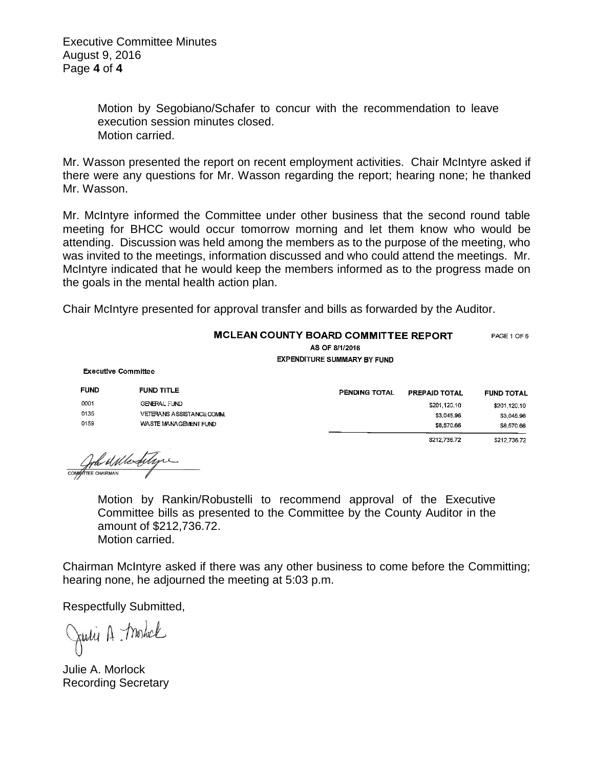Motion by Segobiano/Schafer to concur with the recommendation to leave execution session minutes closed.
Motion carried.

Mr. Wasson presented the report on recent employment activities. Chair McIntyre asked if there were any questions for Mr. Wasson regarding the report; hearing none; he thanked Mr. Wasson.

Mr. McIntyre informed the Committee under other business that the second round table meeting for BHCC would occur tomorrow morning and let them know who would be attending. Discussion was held among the members as to the purpose of the meeting, who was invited to the meetings, information discussed and who could attend the meetings. Mr. McIntyre indicated that he would keep the members informed as to the progress made on the goals in the mental health action plan.

Chair McIntyre presented for approval transfer and bills as forwarded by the Auditor.

**MCLEAN COUNTY BOARD COMMITTEE REPORT** PAGE 1 OF 6
AS OF 8/1/2016
EXPENDITURE SUMMARY BY FUND

Executive Committee

| FUND | FUND TITLE | PENDING TOTAL | PREPAID TOTAL | FUND TOTAL |
|---|---|---|---|---|
| 0001 | GENERAL FUND | | $201,120.10 | $201,120.10 |
| 0136 | VETERANS ASSISTANCE COMM. | | $3,045.96 | $3,045.96 |
| 0159 | WASTE MANAGEMENT FUND | | $8,570.66 | $8,570.66 |
| | | | $212,736.72 | $212,736.72 |

COMMITTEE CHAIRMAN

Motion by Rankin/Robustelli to recommend approval of the Executive Committee bills as presented to the Committee by the County Auditor in the amount of $212,736.72.
Motion carried.

Chairman McIntyre asked if there was any other business to come before the Committing; hearing none, he adjourned the meeting at 5:03 p.m.

Respectfully Submitted,

Julie A. Morlock
Recording Secretary